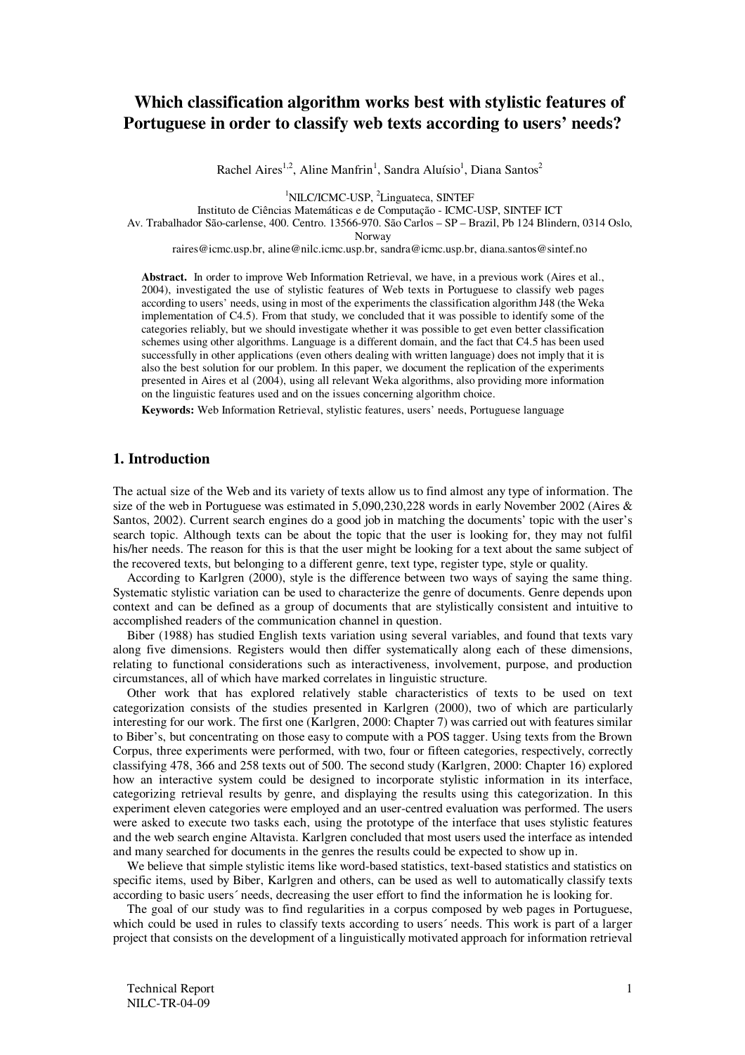# Which classification algorithm works best with stylistic features of Portuguese in order to classify web texts according to users' needs?

Rachel Aires[1,2], Aline Manfrin[1], Sandra Aluísio[1], Diana Santos[2]

[1]NILC/ICMC-USP, [2]Linguateca, SINTEF

Instituto de Ciências Matemáticas e de Computação - ICMC-USP, SINTEF ICT

Av. Trabalhador São-carlense, 400. Centro. 13566-970. São Carlos – SP – Brazil, Pb 124 Blindern, 0314 Oslo, Norway

raires@icmc.usp.br, aline@nilc.icmc.usp.br, sandra@icmc.usp.br, diana.santos@sintef.no

**Abstract.** In order to improve Web Information Retrieval, we have, in a previous work (Aires et al., 2004), investigated the use of stylistic features of Web texts in Portuguese to classify web pages according to users' needs, using in most of the experiments the classification algorithm J48 (the Weka implementation of C4.5). From that study, we concluded that it was possible to identify some of the categories reliably, but we should investigate whether it was possible to get even better classification schemes using other algorithms. Language is a different domain, and the fact that C4.5 has been used successfully in other applications (even others dealing with written language) does not imply that it is also the best solution for our problem. In this paper, we document the replication of the experiments presented in Aires et al (2004), using all relevant Weka algorithms, also providing more information on the linguistic features used and on the issues concerning algorithm choice.

**Keywords:** Web Information Retrieval, stylistic features, users' needs, Portuguese language

## 1. Introduction

The actual size of the Web and its variety of texts allow us to find almost any type of information. The size of the web in Portuguese was estimated in 5,090,230,228 words in early November 2002 (Aires & Santos, 2002). Current search engines do a good job in matching the documents' topic with the user's search topic. Although texts can be about the topic that the user is looking for, they may not fulfil his/her needs. The reason for this is that the user might be looking for a text about the same subject of the recovered texts, but belonging to a different genre, text type, register type, style or quality.

According to Karlgren (2000), style is the difference between two ways of saying the same thing. Systematic stylistic variation can be used to characterize the genre of documents. Genre depends upon context and can be defined as a group of documents that are stylistically consistent and intuitive to accomplished readers of the communication channel in question.

Biber (1988) has studied English texts variation using several variables, and found that texts vary along five dimensions. Registers would then differ systematically along each of these dimensions, relating to functional considerations such as interactiveness, involvement, purpose, and production circumstances, all of which have marked correlates in linguistic structure.

Other work that has explored relatively stable characteristics of texts to be used on text categorization consists of the studies presented in Karlgren (2000), two of which are particularly interesting for our work. The first one (Karlgren, 2000: Chapter 7) was carried out with features similar to Biber's, but concentrating on those easy to compute with a POS tagger. Using texts from the Brown Corpus, three experiments were performed, with two, four or fifteen categories, respectively, correctly classifying 478, 366 and 258 texts out of 500. The second study (Karlgren, 2000: Chapter 16) explored how an interactive system could be designed to incorporate stylistic information in its interface, categorizing retrieval results by genre, and displaying the results using this categorization. In this experiment eleven categories were employed and an user-centred evaluation was performed. The users were asked to execute two tasks each, using the prototype of the interface that uses stylistic features and the web search engine Altavista. Karlgren concluded that most users used the interface as intended and many searched for documents in the genres the results could be expected to show up in.

We believe that simple stylistic items like word-based statistics, text-based statistics and statistics on specific items, used by Biber, Karlgren and others, can be used as well to automatically classify texts according to basic users´ needs, decreasing the user effort to find the information he is looking for.

The goal of our study was to find regularities in a corpus composed by web pages in Portuguese, which could be used in rules to classify texts according to users´ needs. This work is part of a larger project that consists on the development of a linguistically motivated approach for information retrieval

Technical Report
NILC-TR-04-09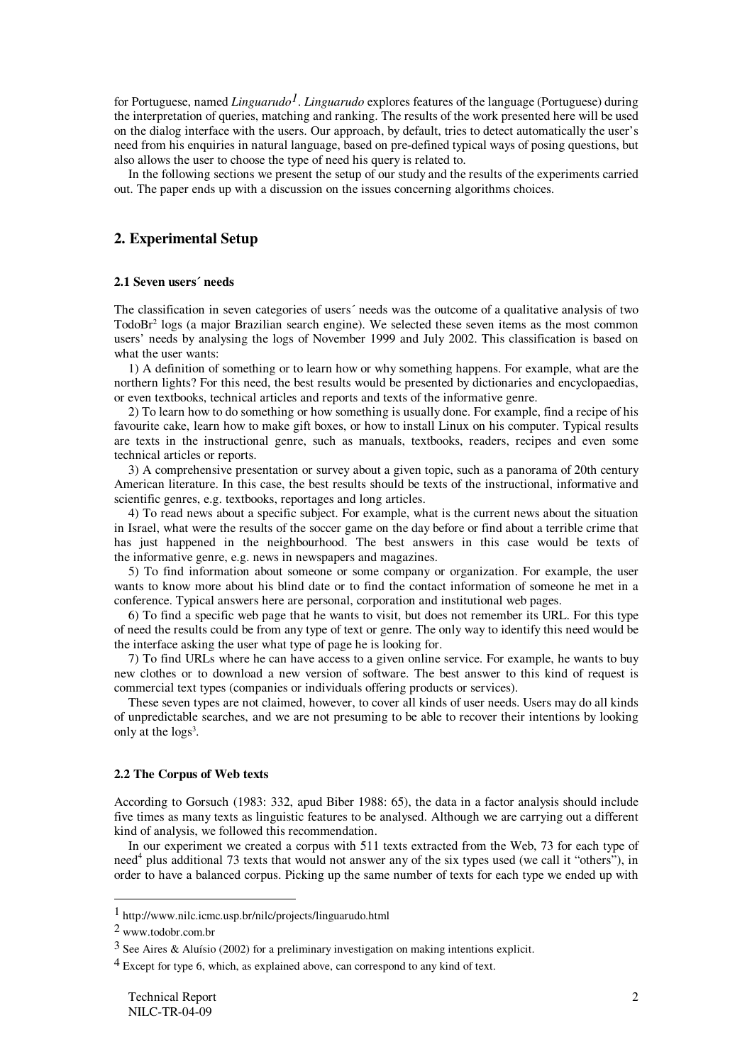for Portuguese, named *Linguarudo*[1]. *Linguarudo* explores features of the language (Portuguese) during the interpretation of queries, matching and ranking. The results of the work presented here will be used on the dialog interface with the users. Our approach, by default, tries to detect automatically the user's need from his enquiries in natural language, based on pre-defined typical ways of posing questions, but also allows the user to choose the type of need his query is related to.

In the following sections we present the setup of our study and the results of the experiments carried out. The paper ends up with a discussion on the issues concerning algorithms choices.

## 2. Experimental Setup

### 2.1 Seven users´ needs

The classification in seven categories of users´ needs was the outcome of a qualitative analysis of two TodoBr[2] logs (a major Brazilian search engine). We selected these seven items as the most common users' needs by analysing the logs of November 1999 and July 2002. This classification is based on what the user wants:

1) A definition of something or to learn how or why something happens. For example, what are the northern lights? For this need, the best results would be presented by dictionaries and encyclopaedias, or even textbooks, technical articles and reports and texts of the informative genre.

2) To learn how to do something or how something is usually done. For example, find a recipe of his favourite cake, learn how to make gift boxes, or how to install Linux on his computer. Typical results are texts in the instructional genre, such as manuals, textbooks, readers, recipes and even some technical articles or reports.

3) A comprehensive presentation or survey about a given topic, such as a panorama of 20th century American literature. In this case, the best results should be texts of the instructional, informative and scientific genres, e.g. textbooks, reportages and long articles.

4) To read news about a specific subject. For example, what is the current news about the situation in Israel, what were the results of the soccer game on the day before or find about a terrible crime that has just happened in the neighbourhood. The best answers in this case would be texts of the informative genre, e.g. news in newspapers and magazines.

5) To find information about someone or some company or organization. For example, the user wants to know more about his blind date or to find the contact information of someone he met in a conference. Typical answers here are personal, corporation and institutional web pages.

6) To find a specific web page that he wants to visit, but does not remember its URL. For this type of need the results could be from any type of text or genre. The only way to identify this need would be the interface asking the user what type of page he is looking for.

7) To find URLs where he can have access to a given online service. For example, he wants to buy new clothes or to download a new version of software. The best answer to this kind of request is commercial text types (companies or individuals offering products or services).

These seven types are not claimed, however, to cover all kinds of user needs. Users may do all kinds of unpredictable searches, and we are not presuming to be able to recover their intentions by looking only at the logs[3].

### 2.2 The Corpus of Web texts

According to Gorsuch (1983: 332, apud Biber 1988: 65), the data in a factor analysis should include five times as many texts as linguistic features to be analysed. Although we are carrying out a different kind of analysis, we followed this recommendation.

In our experiment we created a corpus with 511 texts extracted from the Web, 73 for each type of need[4] plus additional 73 texts that would not answer any of the six types used (we call it "others"), in order to have a balanced corpus. Picking up the same number of texts for each type we ended up with

---

[1] http://www.nilc.icmc.usp.br/nilc/projects/linguarudo.html

[2] www.todobr.com.br

[3] See Aires & Aluísio (2002) for a preliminary investigation on making intentions explicit.

[4] Except for type 6, which, as explained above, can correspond to any kind of text.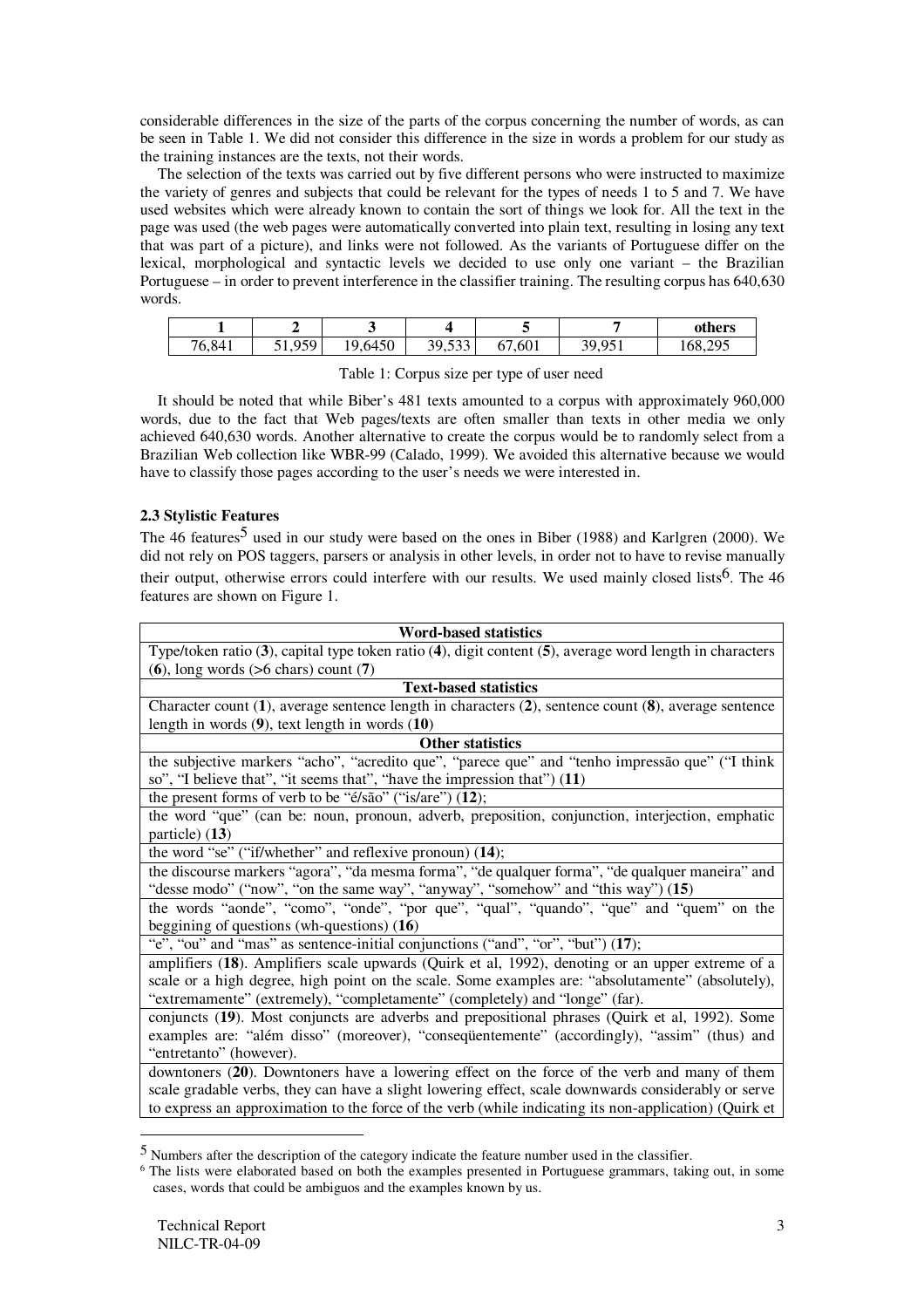considerable differences in the size of the parts of the corpus concerning the number of words, as can be seen in Table 1. We did not consider this difference in the size in words a problem for our study as the training instances are the texts, not their words.

The selection of the texts was carried out by five different persons who were instructed to maximize the variety of genres and subjects that could be relevant for the types of needs 1 to 5 and 7. We have used websites which were already known to contain the sort of things we look for. All the text in the page was used (the web pages were automatically converted into plain text, resulting in losing any text that was part of a picture), and links were not followed. As the variants of Portuguese differ on the lexical, morphological and syntactic levels we decided to use only one variant – the Brazilian Portuguese – in order to prevent interference in the classifier training. The resulting corpus has 640,630 words.

| **1** | **2** | **3** | **4** | **5** | **7** | **others** |
|---|---|---|---|---|---|---|
| 76,841 | 51,959 | 19,6450 | 39,533 | 67,601 | 39,951 | 168,295 |

Table 1: Corpus size per type of user need

It should be noted that while Biber's 481 texts amounted to a corpus with approximately 960,000 words, due to the fact that Web pages/texts are often smaller than texts in other media we only achieved 640,630 words. Another alternative to create the corpus would be to randomly select from a Brazilian Web collection like WBR-99 (Calado, 1999). We avoided this alternative because we would have to classify those pages according to the user's needs we were interested in.

### 2.3 Stylistic Features

The 46 features[5] used in our study were based on the ones in Biber (1988) and Karlgren (2000). We did not rely on POS taggers, parsers or analysis in other levels, in order not to have to revise manually their output, otherwise errors could interfere with our results. We used mainly closed lists[6]. The 46 features are shown on Figure 1.

| **Word-based statistics** |
|---|
| Type/token ratio (**3**), capital type token ratio (**4**), digit content (**5**), average word length in characters (**6**), long words (>6 chars) count (**7**) |
| **Text-based statistics** |
| Character count (**1**), average sentence length in characters (**2**), sentence count (**8**), average sentence length in words (**9**), text length in words (**10**) |
| **Other statistics** |
| the subjective markers "acho", "acredito que", "parece que" and "tenho impressão que" ("I think so", "I believe that", "it seems that", "have the impression that") (**11**) |
| the present forms of verb to be "é/são" ("is/are") (**12**); |
| the word "que" (can be: noun, pronoun, adverb, preposition, conjunction, interjection, emphatic particle) (**13**) |
| the word "se" ("if/whether" and reflexive pronoun) (**14**); |
| the discourse markers "agora", "da mesma forma", "de qualquer forma", "de qualquer maneira" and "desse modo" ("now", "on the same way", "anyway", "somehow" and "this way") (**15**) |
| the words "aonde", "como", "onde", "por que", "qual", "quando", "que" and "quem" on the beggining of questions (wh-questions) (**16**) |
| "e", "ou" and "mas" as sentence-initial conjunctions ("and", "or", "but") (**17**); |
| amplifiers (**18**). Amplifiers scale upwards (Quirk et al, 1992), denoting or an upper extreme of a scale or a high degree, high point on the scale. Some examples are: "absolutamente" (absolutely), "extremamente" (extremely), "completamente" (completely) and "longe" (far). |
| conjuncts (**19**). Most conjuncts are adverbs and prepositional phrases (Quirk et al, 1992). Some examples are: "além disso" (moreover), "conseqüentemente" (accordingly), "assim" (thus) and "entretanto" (however). |
| downtoners (**20**). Downtoners have a lowering effect on the force of the verb and many of them scale gradable verbs, they can have a slight lowering effect, scale downwards considerably or serve to express an approximation to the force of the verb (while indicating its non-application) (Quirk et |

[5] Numbers after the description of the category indicate the feature number used in the classifier.

[6] The lists were elaborated based on both the examples presented in Portuguese grammars, taking out, in some cases, words that could be ambiguos and the examples known by us.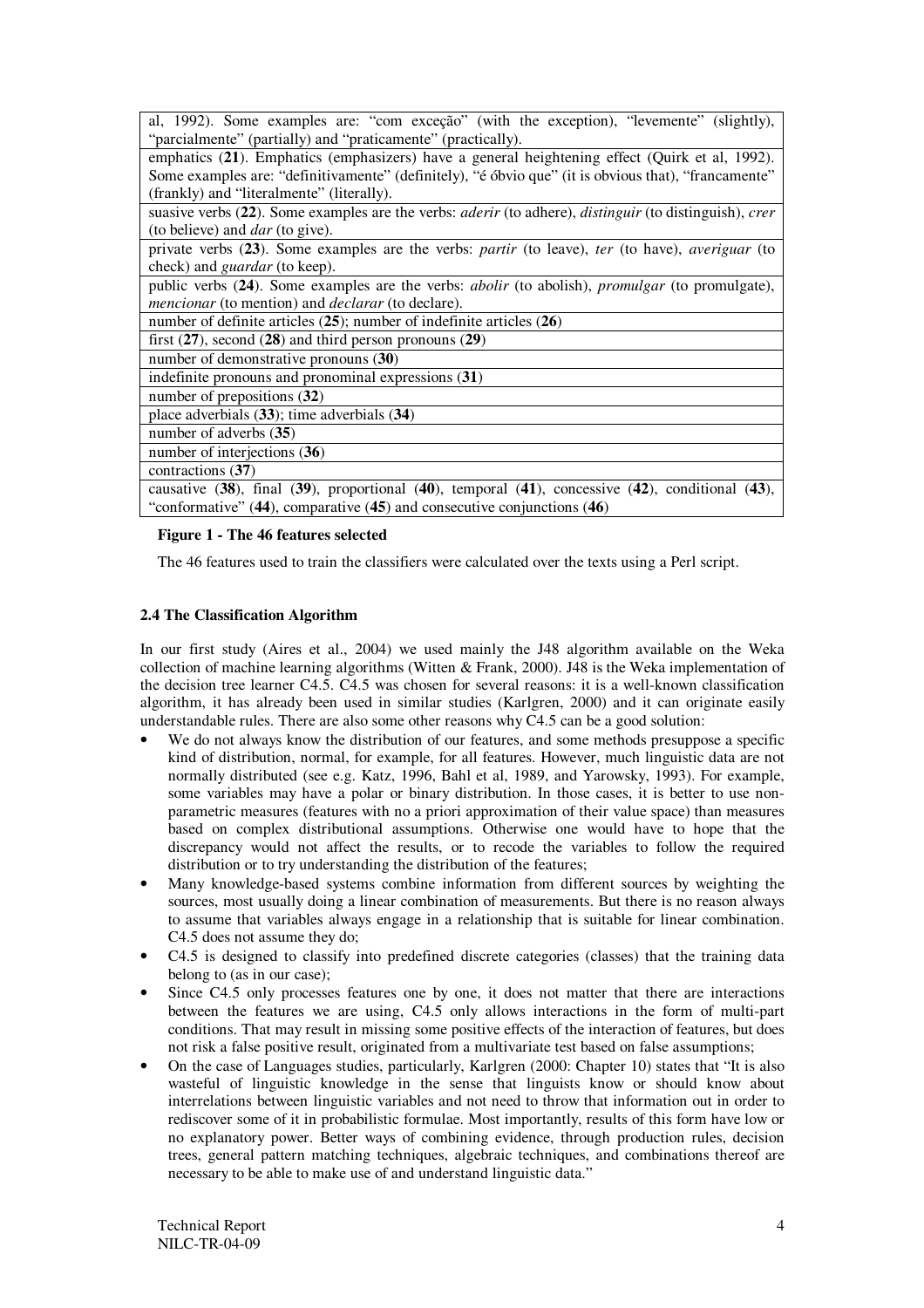| |
|---|
| al, 1992). Some examples are: "com exceção" (with the exception), "levemente" (slightly), "parcialmente" (partially) and "praticamente" (practically). |
| emphatics (**21**). Emphatics (emphasizers) have a general heightening effect (Quirk et al, 1992). Some examples are: "definitivamente" (definitely), "é óbvio que" (it is obvious that), "francamente" (frankly) and "literalmente" (literally). |
| suasive verbs (**22**). Some examples are the verbs: *aderir* (to adhere), *distinguir* (to distinguish), *crer* (to believe) and *dar* (to give). |
| private verbs (**23**). Some examples are the verbs: *partir* (to leave), *ter* (to have), *averiguar* (to check) and *guardar* (to keep). |
| public verbs (**24**). Some examples are the verbs: *abolir* (to abolish), *promulgar* (to promulgate), *mencionar* (to mention) and *declarar* (to declare). |
| number of definite articles (**25**); number of indefinite articles (**26**) |
| first (**27**), second (**28**) and third person pronouns (**29**) |
| number of demonstrative pronouns (**30**) |
| indefinite pronouns and pronominal expressions (**31**) |
| number of prepositions (**32**) |
| place adverbials (**33**); time adverbials (**34**) |
| number of adverbs (**35**) |
| number of interjections (**36**) |
| contractions (**37**) |
| causative (**38**), final (**39**), proportional (**40**), temporal (**41**), concessive (**42**), conditional (**43**), "conformative" (**44**), comparative (**45**) and consecutive conjunctions (**46**) |

**Figure 1 - The 46 features selected**

The 46 features used to train the classifiers were calculated over the texts using a Perl script.

### 2.4 The Classification Algorithm

In our first study (Aires et al., 2004) we used mainly the J48 algorithm available on the Weka collection of machine learning algorithms (Witten & Frank, 2000). J48 is the Weka implementation of the decision tree learner C4.5. C4.5 was chosen for several reasons: it is a well-known classification algorithm, it has already been used in similar studies (Karlgren, 2000) and it can originate easily understandable rules. There are also some other reasons why C4.5 can be a good solution:

- We do not always know the distribution of our features, and some methods presuppose a specific kind of distribution, normal, for example, for all features. However, much linguistic data are not normally distributed (see e.g. Katz, 1996, Bahl et al, 1989, and Yarowsky, 1993). For example, some variables may have a polar or binary distribution. In those cases, it is better to use non-parametric measures (features with no a priori approximation of their value space) than measures based on complex distributional assumptions. Otherwise one would have to hope that the discrepancy would not affect the results, or to recode the variables to follow the required distribution or to try understanding the distribution of the features;
- Many knowledge-based systems combine information from different sources by weighting the sources, most usually doing a linear combination of measurements. But there is no reason always to assume that variables always engage in a relationship that is suitable for linear combination. C4.5 does not assume they do;
- C4.5 is designed to classify into predefined discrete categories (classes) that the training data belong to (as in our case);
- Since C4.5 only processes features one by one, it does not matter that there are interactions between the features we are using, C4.5 only allows interactions in the form of multi-part conditions. That may result in missing some positive effects of the interaction of features, but does not risk a false positive result, originated from a multivariate test based on false assumptions;
- On the case of Languages studies, particularly, Karlgren (2000: Chapter 10) states that "It is also wasteful of linguistic knowledge in the sense that linguists know or should know about interrelations between linguistic variables and not need to throw that information out in order to rediscover some of it in probabilistic formulae. Most importantly, results of this form have low or no explanatory power. Better ways of combining evidence, through production rules, decision trees, general pattern matching techniques, algebraic techniques, and combinations thereof are necessary to be able to make use of and understand linguistic data."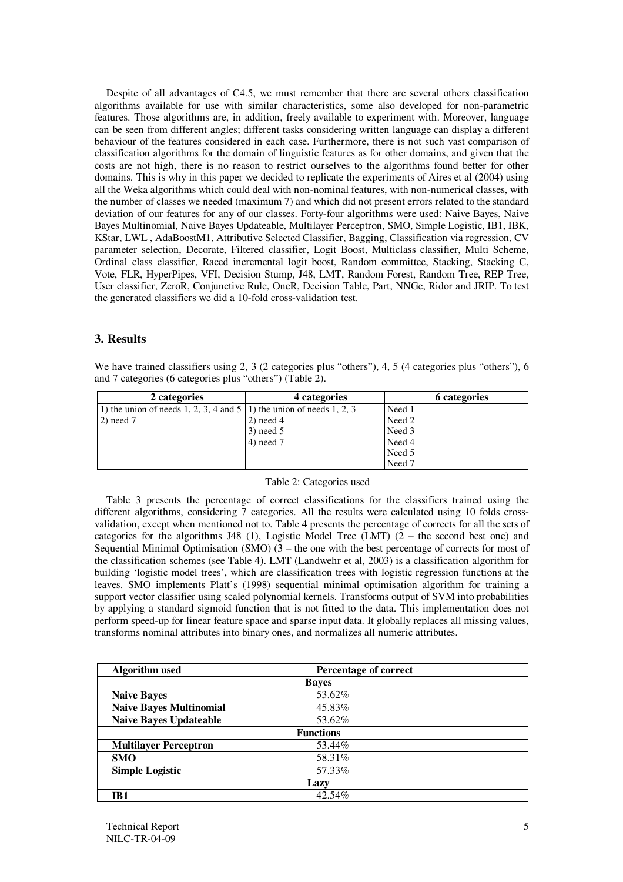Despite of all advantages of C4.5, we must remember that there are several others classification algorithms available for use with similar characteristics, some also developed for non-parametric features. Those algorithms are, in addition, freely available to experiment with. Moreover, language can be seen from different angles; different tasks considering written language can display a different behaviour of the features considered in each case. Furthermore, there is not such vast comparison of classification algorithms for the domain of linguistic features as for other domains, and given that the costs are not high, there is no reason to restrict ourselves to the algorithms found better for other domains. This is why in this paper we decided to replicate the experiments of Aires et al (2004) using all the Weka algorithms which could deal with non-nominal features, with non-numerical classes, with the number of classes we needed (maximum 7) and which did not present errors related to the standard deviation of our features for any of our classes. Forty-four algorithms were used: Naive Bayes, Naive Bayes Multinomial, Naive Bayes Updateable, Multilayer Perceptron, SMO, Simple Logistic, IB1, IBK, KStar, LWL , AdaBoostM1, Attributive Selected Classifier, Bagging, Classification via regression, CV parameter selection, Decorate, Filtered classifier, Logit Boost, Multiclass classifier, Multi Scheme, Ordinal class classifier, Raced incremental logit boost, Random committee, Stacking, Stacking C, Vote, FLR, HyperPipes, VFI, Decision Stump, J48, LMT, Random Forest, Random Tree, REP Tree, User classifier, ZeroR, Conjunctive Rule, OneR, Decision Table, Part, NNGe, Ridor and JRIP. To test the generated classifiers we did a 10-fold cross-validation test.

## 3. Results

We have trained classifiers using 2, 3 (2 categories plus "others"), 4, 5 (4 categories plus "others"), 6 and 7 categories (6 categories plus "others") (Table 2).

| 2 categories | 4 categories | 6 categories |
|---|---|---|
| 1) the union of needs 1, 2, 3, 4 and 5 | 1) the union of needs 1, 2, 3 | Need 1 |
| 2) need 7 | 2) need 4 | Need 2 |
| | 3) need 5 | Need 3 |
| | 4) need 7 | Need 4 |
| | | Need 5 |
| | | Need 7 |

Table 2: Categories used

Table 3 presents the percentage of correct classifications for the classifiers trained using the different algorithms, considering 7 categories. All the results were calculated using 10 folds cross-validation, except when mentioned not to. Table 4 presents the percentage of corrects for all the sets of categories for the algorithms J48 (1), Logistic Model Tree (LMT) (2 – the second best one) and Sequential Minimal Optimisation (SMO) (3 – the one with the best percentage of corrects for most of the classification schemes (see Table 4). LMT (Landwehr et al, 2003) is a classification algorithm for building 'logistic model trees', which are classification trees with logistic regression functions at the leaves. SMO implements Platt's (1998) sequential minimal optimisation algorithm for training a support vector classifier using scaled polynomial kernels. Transforms output of SVM into probabilities by applying a standard sigmoid function that is not fitted to the data. This implementation does not perform speed-up for linear feature space and sparse input data. It globally replaces all missing values, transforms nominal attributes into binary ones, and normalizes all numeric attributes.

| Algorithm used | Percentage of correct |
|---|---|
| | **Bayes** |
| **Naive Bayes** | 53.62% |
| **Naive Bayes Multinomial** | 45.83% |
| **Naive Bayes Updateable** | 53.62% |
| | **Functions** |
| **Multilayer Perceptron** | 53.44% |
| **SMO** | 58.31% |
| **Simple Logistic** | 57.33% |
| | **Lazy** |
| **IB1** | 42.54% |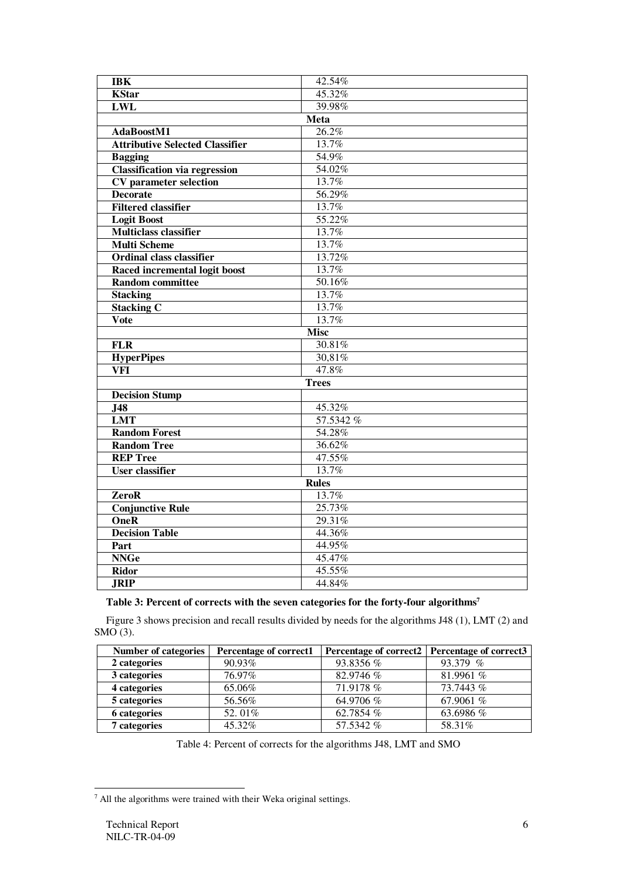| **IBK** | 42.54% |
|---|---|
| **KStar** | 45.32% |
| **LWL** | 39.98% |
| **Meta** | |
| **AdaBoostM1** | 26.2% |
| **Attributive Selected Classifier** | 13.7% |
| **Bagging** | 54.9% |
| **Classification via regression** | 54.02% |
| **CV parameter selection** | 13.7% |
| **Decorate** | 56.29% |
| **Filtered classifier** | 13.7% |
| **Logit Boost** | 55.22% |
| **Multiclass classifier** | 13.7% |
| **Multi Scheme** | 13.7% |
| **Ordinal class classifier** | 13.72% |
| **Raced incremental logit boost** | 13.7% |
| **Random committee** | 50.16% |
| **Stacking** | 13.7% |
| **Stacking C** | 13.7% |
| **Vote** | 13.7% |
| **Misc** | |
| **FLR** | 30.81% |
| **HyperPipes** | 30,81% |
| **VFI** | 47.8% |
| **Trees** | |
| **Decision Stump** | |
| **J48** | 45.32% |
| **LMT** | 57.5342 % |
| **Random Forest** | 54.28% |
| **Random Tree** | 36.62% |
| **REP Tree** | 47.55% |
| **User classifier** | 13.7% |
| **Rules** | |
| **ZeroR** | 13.7% |
| **Conjunctive Rule** | 25.73% |
| **OneR** | 29.31% |
| **Decision Table** | 44.36% |
| **Part** | 44.95% |
| **NNGe** | 45.47% |
| **Ridor** | 45.55% |
| **JRIP** | 44.84% |

**Table 3: Percent of corrects with the seven categories for the forty-four algorithms**[7]

Figure 3 shows precision and recall results divided by needs for the algorithms J48 (1), LMT (2) and SMO (3).

| Number of categories | Percentage of correct1 | Percentage of correct2 | Percentage of correct3 |
|---|---|---|---|
| **2 categories** | 90.93% | 93.8356 % | 93.379 % |
| **3 categories** | 76.97% | 82.9746 % | 81.9961 % |
| **4 categories** | 65.06% | 71.9178 % | 73.7443 % |
| **5 categories** | 56.56% | 64.9706 % | 67.9061 % |
| **6 categories** | 52. 01% | 62.7854 % | 63.6986 % |
| **7 categories** | 45.32% | 57.5342 % | 58.31% |

Table 4: Percent of corrects for the algorithms J48, LMT and SMO

[7] All the algorithms were trained with their Weka original settings.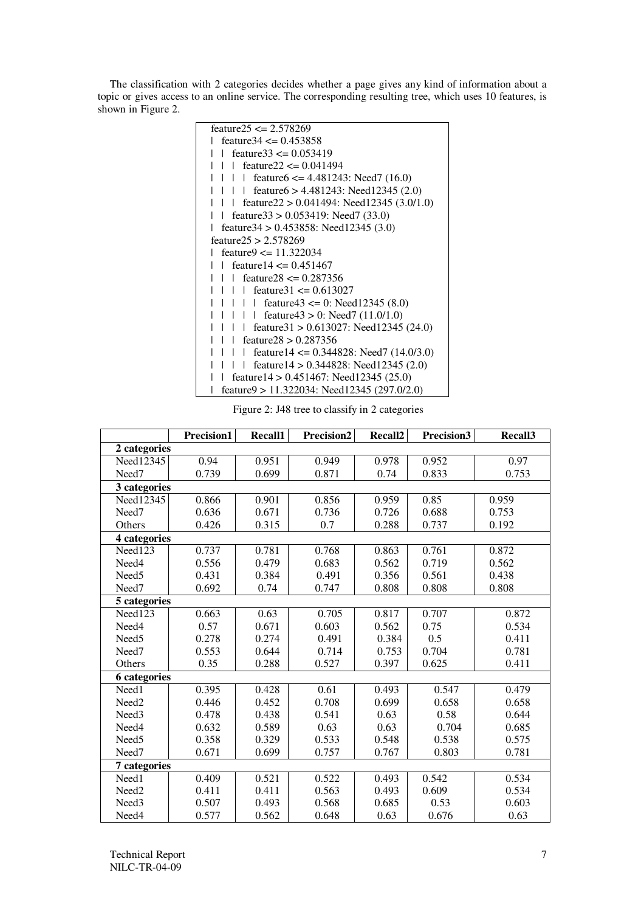The classification with 2 categories decides whether a page gives any kind of information about a topic or gives access to an online service. The corresponding resulting tree, which uses 10 features, is shown in Figure 2.

```
feature25 <= 2.578269
|   feature34 <= 0.453858
|   |   feature33 <= 0.053419
|   |   |   feature22 <= 0.041494
|   |   |   |   feature6 <= 4.481243: Need7 (16.0)
|   |   |   |   feature6 > 4.481243: Need12345 (2.0)
|   |   |   feature22 > 0.041494: Need12345 (3.0/1.0)
|   |   feature33 > 0.053419: Need7 (33.0)
|   feature34 > 0.453858: Need12345 (3.0)
feature25 > 2.578269
|   feature9 <= 11.322034
|   |   feature14 <= 0.451467
|   |   |   feature28 <= 0.287356
|   |   |   |   feature31 <= 0.613027
|   |   |   |   |   feature43 <= 0: Need12345 (8.0)
|   |   |   |   |   feature43 > 0: Need7 (11.0/1.0)
|   |   |   |   feature31 > 0.613027: Need12345 (24.0)
|   |   |   feature28 > 0.287356
|   |   |   |   feature14 <= 0.344828: Need7 (14.0/3.0)
|   |   |   |   feature14 > 0.344828: Need12345 (2.0)
|   |   feature14 > 0.451467: Need12345 (25.0)
|   feature9 > 11.322034: Need12345 (297.0/2.0)
```

Figure 2: J48 tree to classify in 2 categories

| | **Precision1** | **Recall1** | **Precision2** | **Recall2** | **Precision3** | **Recall3** |
|---|---|---|---|---|---|---|
| **2 categories** | | | | | | |
| Need12345 | 0.94 | 0.951 | 0.949 | 0.978 | 0.952 | 0.97 |
| Need7 | 0.739 | 0.699 | 0.871 | 0.74 | 0.833 | 0.753 |
| **3 categories** | | | | | | |
| Need12345 | 0.866 | 0.901 | 0.856 | 0.959 | 0.85 | 0.959 |
| Need7 | 0.636 | 0.671 | 0.736 | 0.726 | 0.688 | 0.753 |
| Others | 0.426 | 0.315 | 0.7 | 0.288 | 0.737 | 0.192 |
| **4 categories** | | | | | | |
| Need123 | 0.737 | 0.781 | 0.768 | 0.863 | 0.761 | 0.872 |
| Need4 | 0.556 | 0.479 | 0.683 | 0.562 | 0.719 | 0.562 |
| Need5 | 0.431 | 0.384 | 0.491 | 0.356 | 0.561 | 0.438 |
| Need7 | 0.692 | 0.74 | 0.747 | 0.808 | 0.808 | 0.808 |
| **5 categories** | | | | | | |
| Need123 | 0.663 | 0.63 | 0.705 | 0.817 | 0.707 | 0.872 |
| Need4 | 0.57 | 0.671 | 0.603 | 0.562 | 0.75 | 0.534 |
| Need5 | 0.278 | 0.274 | 0.491 | 0.384 | 0.5 | 0.411 |
| Need7 | 0.553 | 0.644 | 0.714 | 0.753 | 0.704 | 0.781 |
| Others | 0.35 | 0.288 | 0.527 | 0.397 | 0.625 | 0.411 |
| **6 categories** | | | | | | |
| Need1 | 0.395 | 0.428 | 0.61 | 0.493 | 0.547 | 0.479 |
| Need2 | 0.446 | 0.452 | 0.708 | 0.699 | 0.658 | 0.658 |
| Need3 | 0.478 | 0.438 | 0.541 | 0.63 | 0.58 | 0.644 |
| Need4 | 0.632 | 0.589 | 0.63 | 0.63 | 0.704 | 0.685 |
| Need5 | 0.358 | 0.329 | 0.533 | 0.548 | 0.538 | 0.575 |
| Need7 | 0.671 | 0.699 | 0.757 | 0.767 | 0.803 | 0.781 |
| **7 categories** | | | | | | |
| Need1 | 0.409 | 0.521 | 0.522 | 0.493 | 0.542 | 0.534 |
| Need2 | 0.411 | 0.411 | 0.563 | 0.493 | 0.609 | 0.534 |
| Need3 | 0.507 | 0.493 | 0.568 | 0.685 | 0.53 | 0.603 |
| Need4 | 0.577 | 0.562 | 0.648 | 0.63 | 0.676 | 0.63 |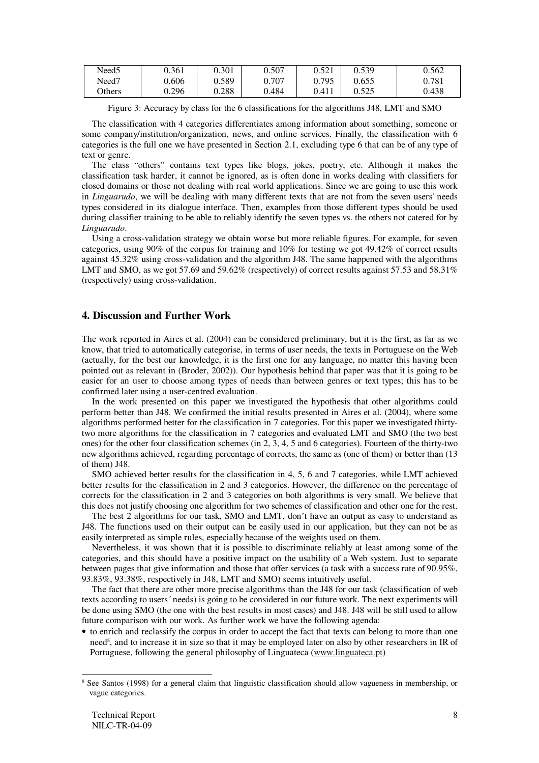| Need5 | 0.361 | 0.301 | 0.507 | 0.521 | 0.539 | 0.562 |
|---|---|---|---|---|---|---|
| Need7 | 0.606 | 0.589 | 0.707 | 0.795 | 0.655 | 0.781 |
| Others | 0.296 | 0.288 | 0.484 | 0.411 | 0.525 | 0.438 |

Figure 3: Accuracy by class for the 6 classifications for the algorithms J48, LMT and SMO

The classification with 4 categories differentiates among information about something, someone or some company/institution/organization, news, and online services. Finally, the classification with 6 categories is the full one we have presented in Section 2.1, excluding type 6 that can be of any type of text or genre.

The class "others" contains text types like blogs, jokes, poetry, etc. Although it makes the classification task harder, it cannot be ignored, as is often done in works dealing with classifiers for closed domains or those not dealing with real world applications. Since we are going to use this work in *Linguarudo*, we will be dealing with many different texts that are not from the seven users' needs types considered in its dialogue interface. Then, examples from those different types should be used during classifier training to be able to reliably identify the seven types vs. the others not catered for by *Linguarudo*.

Using a cross-validation strategy we obtain worse but more reliable figures. For example, for seven categories, using 90% of the corpus for training and 10% for testing we got 49.42% of correct results against 45.32% using cross-validation and the algorithm J48. The same happened with the algorithms LMT and SMO, as we got 57.69 and 59.62% (respectively) of correct results against 57.53 and 58.31% (respectively) using cross-validation.

## 4. Discussion and Further Work

The work reported in Aires et al. (2004) can be considered preliminary, but it is the first, as far as we know, that tried to automatically categorise, in terms of user needs, the texts in Portuguese on the Web (actually, for the best our knowledge, it is the first one for any language, no matter this having been pointed out as relevant in (Broder, 2002)). Our hypothesis behind that paper was that it is going to be easier for an user to choose among types of needs than between genres or text types; this has to be confirmed later using a user-centred evaluation.

In the work presented on this paper we investigated the hypothesis that other algorithms could perform better than J48. We confirmed the initial results presented in Aires et al. (2004), where some algorithms performed better for the classification in 7 categories. For this paper we investigated thirty-two more algorithms for the classification in 7 categories and evaluated LMT and SMO (the two best ones) for the other four classification schemes (in 2, 3, 4, 5 and 6 categories). Fourteen of the thirty-two new algorithms achieved, regarding percentage of corrects, the same as (one of them) or better than (13 of them) J48.

SMO achieved better results for the classification in 4, 5, 6 and 7 categories, while LMT achieved better results for the classification in 2 and 3 categories. However, the difference on the percentage of corrects for the classification in 2 and 3 categories on both algorithms is very small. We believe that this does not justify choosing one algorithm for two schemes of classification and other one for the rest.

The best 2 algorithms for our task, SMO and LMT, don't have an output as easy to understand as J48. The functions used on their output can be easily used in our application, but they can not be as easily interpreted as simple rules, especially because of the weights used on them.

Nevertheless, it was shown that it is possible to discriminate reliably at least among some of the categories, and this should have a positive impact on the usability of a Web system. Just to separate between pages that give information and those that offer services (a task with a success rate of 90.95%, 93.83%, 93.38%, respectively in J48, LMT and SMO) seems intuitively useful.

The fact that there are other more precise algorithms than the J48 for our task (classification of web texts according to users´ needs) is going to be considered in our future work. The next experiments will be done using SMO (the one with the best results in most cases) and J48. J48 will be still used to allow future comparison with our work. As further work we have the following agenda:

- to enrich and reclassify the corpus in order to accept the fact that texts can belong to more than one need[8], and to increase it in size so that it may be employed later on also by other researchers in IR of Portuguese, following the general philosophy of Linguateca (www.linguateca.pt)

[8] See Santos (1998) for a general claim that linguistic classification should allow vagueness in membership, or vague categories.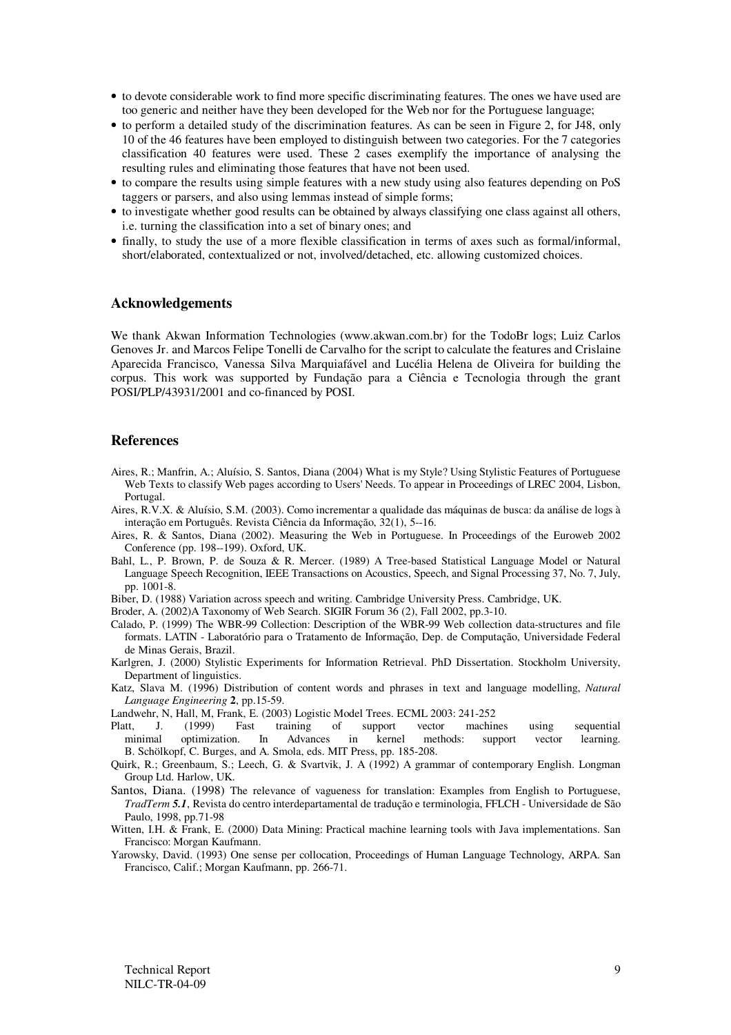- to devote considerable work to find more specific discriminating features. The ones we have used are too generic and neither have they been developed for the Web nor for the Portuguese language;
- to perform a detailed study of the discrimination features. As can be seen in Figure 2, for J48, only 10 of the 46 features have been employed to distinguish between two categories. For the 7 categories classification 40 features were used. These 2 cases exemplify the importance of analysing the resulting rules and eliminating those features that have not been used.
- to compare the results using simple features with a new study using also features depending on PoS taggers or parsers, and also using lemmas instead of simple forms;
- to investigate whether good results can be obtained by always classifying one class against all others, i.e. turning the classification into a set of binary ones; and
- finally, to study the use of a more flexible classification in terms of axes such as formal/informal, short/elaborated, contextualized or not, involved/detached, etc. allowing customized choices.

## Acknowledgements

We thank Akwan Information Technologies (www.akwan.com.br) for the TodoBr logs; Luiz Carlos Genoves Jr. and Marcos Felipe Tonelli de Carvalho for the script to calculate the features and Crislaine Aparecida Francisco, Vanessa Silva Marquiafável and Lucélia Helena de Oliveira for building the corpus. This work was supported by Fundação para a Ciência e Tecnologia through the grant POSI/PLP/43931/2001 and co-financed by POSI.

## References

Aires, R.; Manfrin, A.; Aluísio, S. Santos, Diana (2004) What is my Style? Using Stylistic Features of Portuguese Web Texts to classify Web pages according to Users' Needs. To appear in Proceedings of LREC 2004, Lisbon, Portugal.

Aires, R.V.X. & Aluísio, S.M. (2003). Como incrementar a qualidade das máquinas de busca: da análise de logs à interação em Português. Revista Ciência da Informação, 32(1), 5--16.

Aires, R. & Santos, Diana (2002). Measuring the Web in Portuguese. In Proceedings of the Euroweb 2002 Conference (pp. 198--199). Oxford, UK.

Bahl, L., P. Brown, P. de Souza & R. Mercer. (1989) A Tree-based Statistical Language Model or Natural Language Speech Recognition, IEEE Transactions on Acoustics, Speech, and Signal Processing 37, No. 7, July, pp. 1001-8.

Biber, D. (1988) Variation across speech and writing. Cambridge University Press. Cambridge, UK.

Broder, A. (2002)A Taxonomy of Web Search. SIGIR Forum 36 (2), Fall 2002, pp.3-10.

Calado, P. (1999) The WBR-99 Collection: Description of the WBR-99 Web collection data-structures and file formats. LATIN - Laboratório para o Tratamento de Informação, Dep. de Computação, Universidade Federal de Minas Gerais, Brazil.

Karlgren, J. (2000) Stylistic Experiments for Information Retrieval. PhD Dissertation. Stockholm University, Department of linguistics.

Katz, Slava M. (1996) Distribution of content words and phrases in text and language modelling, *Natural Language Engineering* **2**, pp.15-59.

Landwehr, N, Hall, M, Frank, E. (2003) Logistic Model Trees. ECML 2003: 241-252

Platt, J. (1999) Fast training of support vector machines using sequential minimal optimization. In Advances in kernel methods: support vector learning. B. Schölkopf, C. Burges, and A. Smola, eds. MIT Press, pp. 185-208.

Quirk, R.; Greenbaum, S.; Leech, G. & Svartvik, J. A (1992) A grammar of contemporary English. Longman Group Ltd. Harlow, UK.

Santos, Diana. (1998) The relevance of vagueness for translation: Examples from English to Portuguese, *TradTerm **5.1***, Revista do centro interdepartamental de tradução e terminologia, FFLCH - Universidade de São Paulo, 1998, pp.71-98

Witten, I.H. & Frank, E. (2000) Data Mining: Practical machine learning tools with Java implementations. San Francisco: Morgan Kaufmann.

Yarowsky, David. (1993) One sense per collocation, Proceedings of Human Language Technology, ARPA. San Francisco, Calif.; Morgan Kaufmann, pp. 266-71.

Technical Report
NILC-TR-04-09